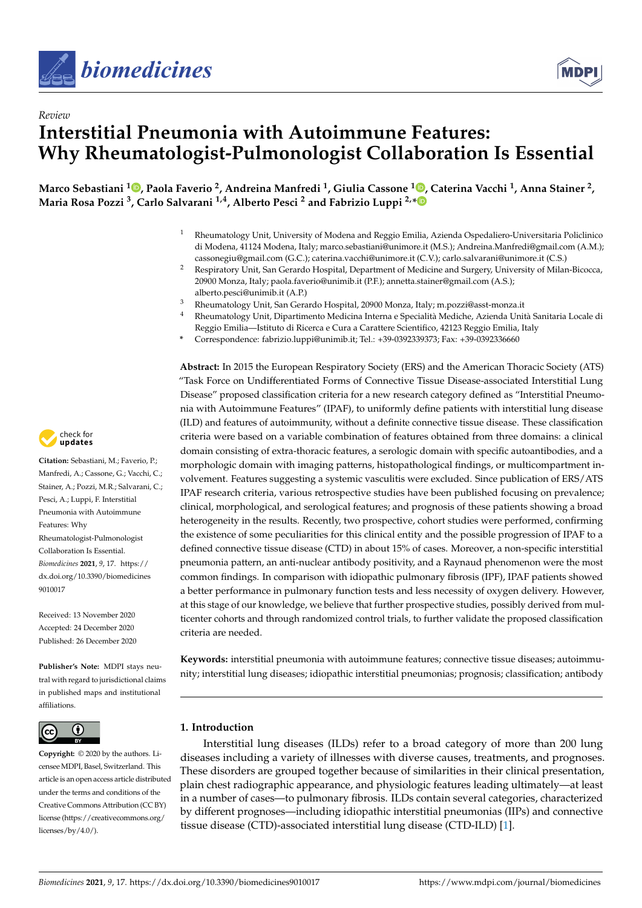*Review*

# Interstitial Pneumonia with Autoimmune Features: Why Rheumatologist-Pulmonologist Collaboration Is Essential

**Marco Sebastiani [1], Paola Faverio [2], Andreina Manfredi [1], Giulia Cassone [1], Caterina Vacchi [1], Anna Stainer [2], Maria Rosa Pozzi [3], Carlo Salvarani [1,4], Alberto Pesci [2] and Fabrizio Luppi [2,*]**

[1] Rheumatology Unit, University of Modena and Reggio Emilia, Azienda Ospedaliero-Universitaria Policlinico di Modena, 41124 Modena, Italy; marco.sebastiani@unimore.it (M.S.); Andreina.Manfredi@gmail.com (A.M.); cassonegiu@gmail.com (G.C.); caterina.vacchi@unimore.it (C.V.); carlo.salvarani@unimore.it (C.S.)

[2] Respiratory Unit, San Gerardo Hospital, Department of Medicine and Surgery, University of Milan-Bicocca, 20900 Monza, Italy; paola.faverio@unimib.it (P.F.); annetta.stainer@gmail.com (A.S.); alberto.pesci@unimib.it (A.P.)

[3] Rheumatology Unit, San Gerardo Hospital, 20900 Monza, Italy; m.pozzi@asst-monza.it

[4] Rheumatology Unit, Dipartimento Medicina Interna e Specialità Mediche, Azienda Unità Sanitaria Locale di Reggio Emilia—Istituto di Ricerca e Cura a Carattere Scientifico, 42123 Reggio Emilia, Italy

\* Correspondence: fabrizio.luppi@unimib.it; Tel.: +39-0392339373; Fax: +39-0392336660

**Citation:** Sebastiani, M.; Faverio, P.; Manfredi, A.; Cassone, G.; Vacchi, C.; Stainer, A.; Pozzi, M.R.; Salvarani, C.; Pesci, A.; Luppi, F. Interstitial Pneumonia with Autoimmune Features: Why Rheumatologist-Pulmonologist Collaboration Is Essential. *Biomedicines* **2021**, *9*, 17. https://dx.doi.org/10.3390/biomedicines9010017

Received: 13 November 2020
Accepted: 24 December 2020
Published: 26 December 2020

**Publisher's Note:** MDPI stays neutral with regard to jurisdictional claims in published maps and institutional affiliations.

**Copyright:** © 2020 by the authors. Licensee MDPI, Basel, Switzerland. This article is an open access article distributed under the terms and conditions of the Creative Commons Attribution (CC BY) license (https://creativecommons.org/licenses/by/4.0/).

**Abstract:** In 2015 the European Respiratory Society (ERS) and the American Thoracic Society (ATS) "Task Force on Undifferentiated Forms of Connective Tissue Disease-associated Interstitial Lung Disease" proposed classification criteria for a new research category defined as "Interstitial Pneumonia with Autoimmune Features" (IPAF), to uniformly define patients with interstitial lung disease (ILD) and features of autoimmunity, without a definite connective tissue disease. These classification criteria were based on a variable combination of features obtained from three domains: a clinical domain consisting of extra-thoracic features, a serologic domain with specific autoantibodies, and a morphologic domain with imaging patterns, histopathological findings, or multicompartment involvement. Features suggesting a systemic vasculitis were excluded. Since publication of ERS/ATS IPAF research criteria, various retrospective studies have been published focusing on prevalence; clinical, morphological, and serological features; and prognosis of these patients showing a broad heterogeneity in the results. Recently, two prospective, cohort studies were performed, confirming the existence of some peculiarities for this clinical entity and the possible progression of IPAF to a defined connective tissue disease (CTD) in about 15% of cases. Moreover, a non-specific interstitial pneumonia pattern, an anti-nuclear antibody positivity, and a Raynaud phenomenon were the most common findings. In comparison with idiopathic pulmonary fibrosis (IPF), IPAF patients showed a better performance in pulmonary function tests and less necessity of oxygen delivery. However, at this stage of our knowledge, we believe that further prospective studies, possibly derived from multicenter cohorts and through randomized control trials, to further validate the proposed classification criteria are needed.

**Keywords:** interstitial pneumonia with autoimmune features; connective tissue diseases; autoimmunity; interstitial lung diseases; idiopathic interstitial pneumonias; prognosis; classification; antibody

## 1. Introduction

Interstitial lung diseases (ILDs) refer to a broad category of more than 200 lung diseases including a variety of illnesses with diverse causes, treatments, and prognoses. These disorders are grouped together because of similarities in their clinical presentation, plain chest radiographic appearance, and physiologic features leading ultimately—at least in a number of cases—to pulmonary fibrosis. ILDs contain several categories, characterized by different prognoses—including idiopathic interstitial pneumonias (IIPs) and connective tissue disease (CTD)-associated interstitial lung disease (CTD-ILD) [1].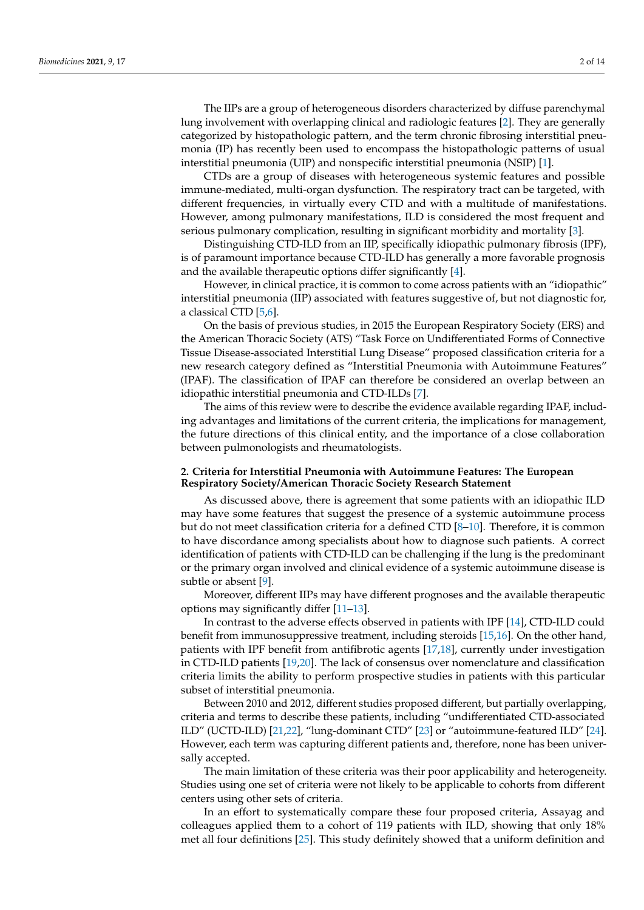The IIPs are a group of heterogeneous disorders characterized by diffuse parenchymal lung involvement with overlapping clinical and radiologic features [2]. They are generally categorized by histopathologic pattern, and the term chronic fibrosing interstitial pneumonia (IP) has recently been used to encompass the histopathologic patterns of usual interstitial pneumonia (UIP) and nonspecific interstitial pneumonia (NSIP) [1].

CTDs are a group of diseases with heterogeneous systemic features and possible immune-mediated, multi-organ dysfunction. The respiratory tract can be targeted, with different frequencies, in virtually every CTD and with a multitude of manifestations. However, among pulmonary manifestations, ILD is considered the most frequent and serious pulmonary complication, resulting in significant morbidity and mortality [3].

Distinguishing CTD-ILD from an IIP, specifically idiopathic pulmonary fibrosis (IPF), is of paramount importance because CTD-ILD has generally a more favorable prognosis and the available therapeutic options differ significantly [4].

However, in clinical practice, it is common to come across patients with an "idiopathic" interstitial pneumonia (IIP) associated with features suggestive of, but not diagnostic for, a classical CTD [5,6].

On the basis of previous studies, in 2015 the European Respiratory Society (ERS) and the American Thoracic Society (ATS) "Task Force on Undifferentiated Forms of Connective Tissue Disease-associated Interstitial Lung Disease" proposed classification criteria for a new research category defined as "Interstitial Pneumonia with Autoimmune Features" (IPAF). The classification of IPAF can therefore be considered an overlap between an idiopathic interstitial pneumonia and CTD-ILDs [7].

The aims of this review were to describe the evidence available regarding IPAF, including advantages and limitations of the current criteria, the implications for management, the future directions of this clinical entity, and the importance of a close collaboration between pulmonologists and rheumatologists.

## 2. Criteria for Interstitial Pneumonia with Autoimmune Features: The European Respiratory Society/American Thoracic Society Research Statement

As discussed above, there is agreement that some patients with an idiopathic ILD may have some features that suggest the presence of a systemic autoimmune process but do not meet classification criteria for a defined CTD [8–10]. Therefore, it is common to have discordance among specialists about how to diagnose such patients. A correct identification of patients with CTD-ILD can be challenging if the lung is the predominant or the primary organ involved and clinical evidence of a systemic autoimmune disease is subtle or absent [9].

Moreover, different IIPs may have different prognoses and the available therapeutic options may significantly differ [11–13].

In contrast to the adverse effects observed in patients with IPF [14], CTD-ILD could benefit from immunosuppressive treatment, including steroids [15,16]. On the other hand, patients with IPF benefit from antifibrotic agents [17,18], currently under investigation in CTD-ILD patients [19,20]. The lack of consensus over nomenclature and classification criteria limits the ability to perform prospective studies in patients with this particular subset of interstitial pneumonia.

Between 2010 and 2012, different studies proposed different, but partially overlapping, criteria and terms to describe these patients, including "undifferentiated CTD-associated ILD" (UCTD-ILD) [21,22], "lung-dominant CTD" [23] or "autoimmune-featured ILD" [24]. However, each term was capturing different patients and, therefore, none has been universally accepted.

The main limitation of these criteria was their poor applicability and heterogeneity. Studies using one set of criteria were not likely to be applicable to cohorts from different centers using other sets of criteria.

In an effort to systematically compare these four proposed criteria, Assayag and colleagues applied them to a cohort of 119 patients with ILD, showing that only 18% met all four definitions [25]. This study definitely showed that a uniform definition and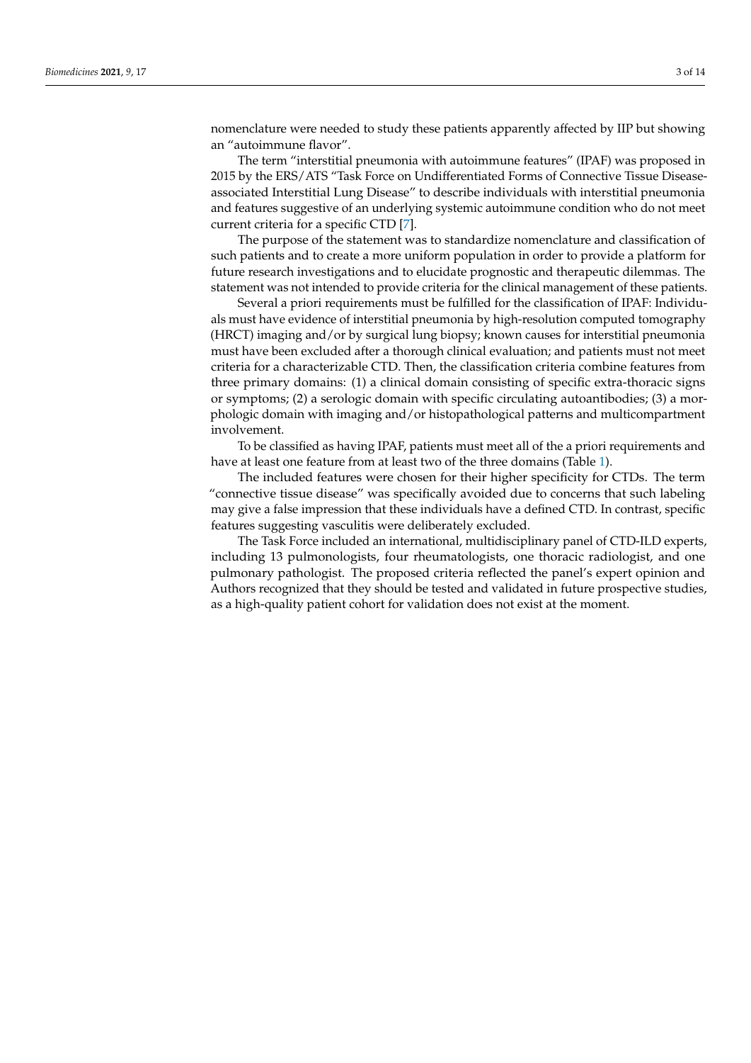nomenclature were needed to study these patients apparently affected by IIP but showing an "autoimmune flavor".

The term "interstitial pneumonia with autoimmune features" (IPAF) was proposed in 2015 by the ERS/ATS "Task Force on Undifferentiated Forms of Connective Tissue Disease-associated Interstitial Lung Disease" to describe individuals with interstitial pneumonia and features suggestive of an underlying systemic autoimmune condition who do not meet current criteria for a specific CTD [7].

The purpose of the statement was to standardize nomenclature and classification of such patients and to create a more uniform population in order to provide a platform for future research investigations and to elucidate prognostic and therapeutic dilemmas. The statement was not intended to provide criteria for the clinical management of these patients.

Several a priori requirements must be fulfilled for the classification of IPAF: Individuals must have evidence of interstitial pneumonia by high-resolution computed tomography (HRCT) imaging and/or by surgical lung biopsy; known causes for interstitial pneumonia must have been excluded after a thorough clinical evaluation; and patients must not meet criteria for a characterizable CTD. Then, the classification criteria combine features from three primary domains: (1) a clinical domain consisting of specific extra-thoracic signs or symptoms; (2) a serologic domain with specific circulating autoantibodies; (3) a morphologic domain with imaging and/or histopathological patterns and multicompartment involvement.

To be classified as having IPAF, patients must meet all of the a priori requirements and have at least one feature from at least two of the three domains (Table 1).

The included features were chosen for their higher specificity for CTDs. The term "connective tissue disease" was specifically avoided due to concerns that such labeling may give a false impression that these individuals have a defined CTD. In contrast, specific features suggesting vasculitis were deliberately excluded.

The Task Force included an international, multidisciplinary panel of CTD-ILD experts, including 13 pulmonologists, four rheumatologists, one thoracic radiologist, and one pulmonary pathologist. The proposed criteria reflected the panel's expert opinion and Authors recognized that they should be tested and validated in future prospective studies, as a high-quality patient cohort for validation does not exist at the moment.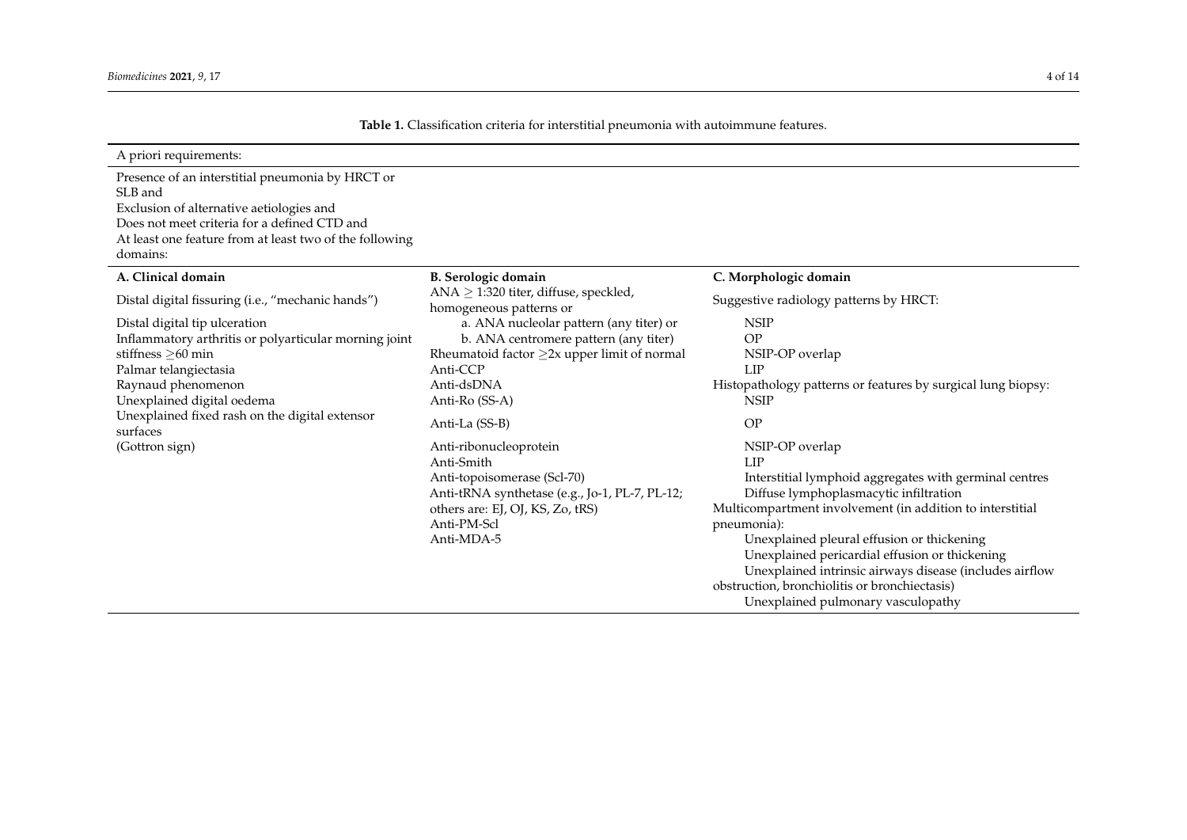**Table 1.** Classification criteria for interstitial pneumonia with autoimmune features.

| A priori requirements: | | |
|---|---|---|
| Presence of an interstitial pneumonia by HRCT or SLB and<br>Exclusion of alternative aetiologies and<br>Does not meet criteria for a defined CTD and<br>At least one feature from at least two of the following domains: | | |
| **A. Clinical domain** | **B. Serologic domain** | **C. Morphologic domain** |
| Distal digital fissuring (i.e., "mechanic hands") | ANA ≥ 1:320 titer, diffuse, speckled, homogeneous patterns or | Suggestive radiology patterns by HRCT: |
| Distal digital tip ulceration | a. ANA nucleolar pattern (any titer) or | NSIP |
| Inflammatory arthritis or polyarticular morning joint stiffness ≥60 min | b. ANA centromere pattern (any titer) | OP |
| Palmar telangiectasia | Rheumatoid factor ≥2x upper limit of normal | NSIP-OP overlap |
| Raynaud phenomenon | Anti-CCP | LIP |
| Unexplained digital oedema | Anti-dsDNA | Histopathology patterns or features by surgical lung biopsy: |
| Unexplained fixed rash on the digital extensor surfaces | Anti-Ro (SS-A) | NSIP |
| (Gottron sign) | Anti-La (SS-B) | OP |
| | Anti-ribonucleoprotein | NSIP-OP overlap |
| | Anti-Smith | LIP |
| | Anti-topoisomerase (Scl-70) | Interstitial lymphoid aggregates with germinal centres |
| | Anti-tRNA synthetase (e.g., Jo-1, PL-7, PL-12; others are: EJ, OJ, KS, Zo, tRS) | Diffuse lymphoplasmacytic infiltration |
| | Anti-PM-Scl | Multicompartment involvement (in addition to interstitial pneumonia): |
| | Anti-MDA-5 | Unexplained pleural effusion or thickening |
| | | Unexplained pericardial effusion or thickening |
| | | Unexplained intrinsic airways disease (includes airflow obstruction, bronchiolitis or bronchiectasis) |
| | | Unexplained pulmonary vasculopathy |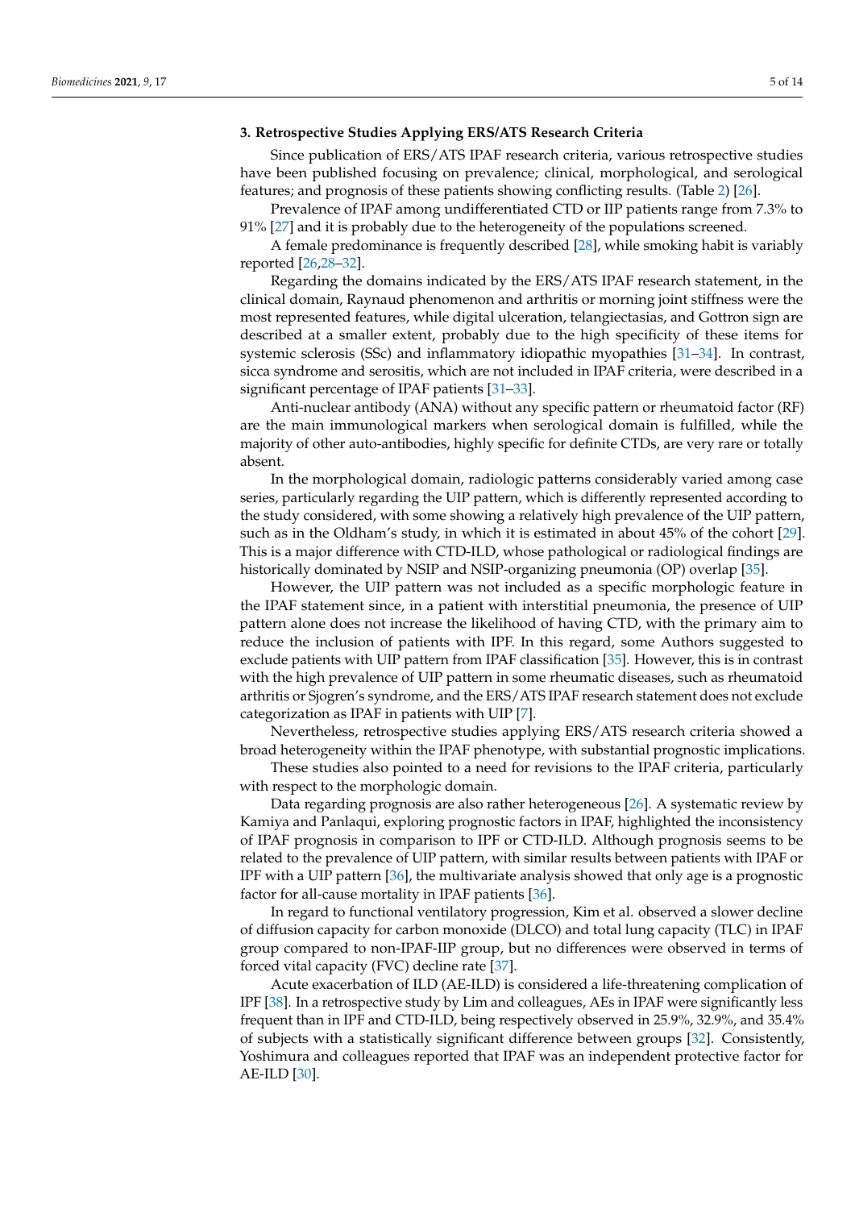## 3. Retrospective Studies Applying ERS/ATS Research Criteria

Since publication of ERS/ATS IPAF research criteria, various retrospective studies have been published focusing on prevalence; clinical, morphological, and serological features; and prognosis of these patients showing conflicting results. (Table 2) [26].

Prevalence of IPAF among undifferentiated CTD or IIP patients range from 7.3% to 91% [27] and it is probably due to the heterogeneity of the populations screened.

A female predominance is frequently described [28], while smoking habit is variably reported [26,28–32].

Regarding the domains indicated by the ERS/ATS IPAF research statement, in the clinical domain, Raynaud phenomenon and arthritis or morning joint stiffness were the most represented features, while digital ulceration, telangiectasias, and Gottron sign are described at a smaller extent, probably due to the high specificity of these items for systemic sclerosis (SSc) and inflammatory idiopathic myopathies [31–34]. In contrast, sicca syndrome and serositis, which are not included in IPAF criteria, were described in a significant percentage of IPAF patients [31–33].

Anti-nuclear antibody (ANA) without any specific pattern or rheumatoid factor (RF) are the main immunological markers when serological domain is fulfilled, while the majority of other auto-antibodies, highly specific for definite CTDs, are very rare or totally absent.

In the morphological domain, radiologic patterns considerably varied among case series, particularly regarding the UIP pattern, which is differently represented according to the study considered, with some showing a relatively high prevalence of the UIP pattern, such as in the Oldham's study, in which it is estimated in about 45% of the cohort [29]. This is a major difference with CTD-ILD, whose pathological or radiological findings are historically dominated by NSIP and NSIP-organizing pneumonia (OP) overlap [35].

However, the UIP pattern was not included as a specific morphologic feature in the IPAF statement since, in a patient with interstitial pneumonia, the presence of UIP pattern alone does not increase the likelihood of having CTD, with the primary aim to reduce the inclusion of patients with IPF. In this regard, some Authors suggested to exclude patients with UIP pattern from IPAF classification [35]. However, this is in contrast with the high prevalence of UIP pattern in some rheumatic diseases, such as rheumatoid arthritis or Sjogren's syndrome, and the ERS/ATS IPAF research statement does not exclude categorization as IPAF in patients with UIP [7].

Nevertheless, retrospective studies applying ERS/ATS research criteria showed a broad heterogeneity within the IPAF phenotype, with substantial prognostic implications.

These studies also pointed to a need for revisions to the IPAF criteria, particularly with respect to the morphologic domain.

Data regarding prognosis are also rather heterogeneous [26]. A systematic review by Kamiya and Panlaqui, exploring prognostic factors in IPAF, highlighted the inconsistency of IPAF prognosis in comparison to IPF or CTD-ILD. Although prognosis seems to be related to the prevalence of UIP pattern, with similar results between patients with IPAF or IPF with a UIP pattern [36], the multivariate analysis showed that only age is a prognostic factor for all-cause mortality in IPAF patients [36].

In regard to functional ventilatory progression, Kim et al. observed a slower decline of diffusion capacity for carbon monoxide (DLCO) and total lung capacity (TLC) in IPAF group compared to non-IPAF-IIP group, but no differences were observed in terms of forced vital capacity (FVC) decline rate [37].

Acute exacerbation of ILD (AE-ILD) is considered a life-threatening complication of IPF [38]. In a retrospective study by Lim and colleagues, AEs in IPAF were significantly less frequent than in IPF and CTD-ILD, being respectively observed in 25.9%, 32.9%, and 35.4% of subjects with a statistically significant difference between groups [32]. Consistently, Yoshimura and colleagues reported that IPAF was an independent protective factor for AE-ILD [30].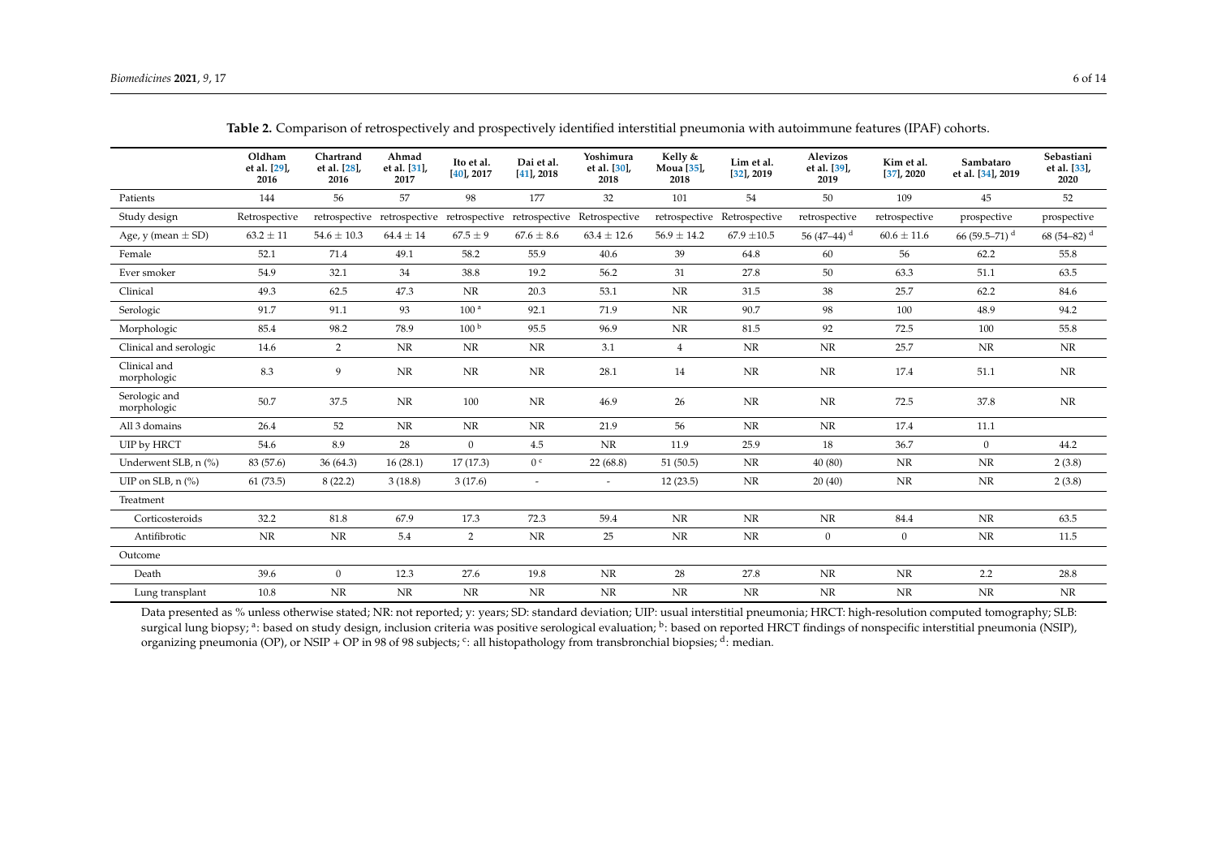**Table 2.** Comparison of retrospectively and prospectively identified interstitial pneumonia with autoimmune features (IPAF) cohorts.

| | Oldham et al. [29], 2016 | Chartrand et al. [28], 2016 | Ahmad et al. [31], 2017 | Ito et al. [40], 2017 | Dai et al. [41], 2018 | Yoshimura et al. [30], 2018 | Kelly & Moua [35], 2018 | Lim et al. [32], 2019 | Alevizos et al. [39], 2019 | Kim et al. [37], 2020 | Sambataro et al. [34], 2019 | Sebastiani et al. [33], 2020 |
|---|---|---|---|---|---|---|---|---|---|---|---|---|
| Patients | 144 | 56 | 57 | 98 | 177 | 32 | 101 | 54 | 50 | 109 | 45 | 52 |
| Study design | Retrospective | retrospective | retrospective | retrospective | retrospective | Retrospective | retrospective | Retrospective | retrospective | retrospective | prospective | prospective |
| Age, y (mean ± SD) | 63.2 ± 11 | 54.6 ± 10.3 | 64.4 ± 14 | 67.5 ± 9 | 67.6 ± 8.6 | 63.4 ± 12.6 | 56.9 ± 14.2 | 67.9 ±10.5 | 56 (47–44) [d] | 60.6 ± 11.6 | 66 (59.5–71) [d] | 68 (54–82) [d] |
| Female | 52.1 | 71.4 | 49.1 | 58.2 | 55.9 | 40.6 | 39 | 64.8 | 60 | 56 | 62.2 | 55.8 |
| Ever smoker | 54.9 | 32.1 | 34 | 38.8 | 19.2 | 56.2 | 31 | 27.8 | 50 | 63.3 | 51.1 | 63.5 |
| Clinical | 49.3 | 62.5 | 47.3 | NR | 20.3 | 53.1 | NR | 31.5 | 38 | 25.7 | 62.2 | 84.6 |
| Serologic | 91.7 | 91.1 | 93 | 100 [a] | 92.1 | 71.9 | NR | 90.7 | 98 | 100 | 48.9 | 94.2 |
| Morphologic | 85.4 | 98.2 | 78.9 | 100 [b] | 95.5 | 96.9 | NR | 81.5 | 92 | 72.5 | 100 | 55.8 |
| Clinical and serologic | 14.6 | 2 | NR | NR | NR | 3.1 | 4 | NR | NR | 25.7 | NR | NR |
| Clinical and morphologic | 8.3 | 9 | NR | NR | NR | 28.1 | 14 | NR | NR | 17.4 | 51.1 | NR |
| Serologic and morphologic | 50.7 | 37.5 | NR | 100 | NR | 46.9 | 26 | NR | NR | 72.5 | 37.8 | NR |
| All 3 domains | 26.4 | 52 | NR | NR | NR | 21.9 | 56 | NR | NR | 17.4 | 11.1 | |
| UIP by HRCT | 54.6 | 8.9 | 28 | 0 | 4.5 | NR | 11.9 | 25.9 | 18 | 36.7 | 0 | 44.2 |
| Underwent SLB, n (%) | 83 (57.6) | 36 (64.3) | 16 (28.1) | 17 (17.3) | 0 [c] | 22 (68.8) | 51 (50.5) | NR | 40 (80) | NR | NR | 2 (3.8) |
| UIP on SLB, n (%) | 61 (73.5) | 8 (22.2) | 3 (18.8) | 3 (17.6) | - | - | 12 (23.5) | NR | 20 (40) | NR | NR | 2 (3.8) |
| Treatment | | | | | | | | | | | | |
| Corticosteroids | 32.2 | 81.8 | 67.9 | 17.3 | 72.3 | 59.4 | NR | NR | NR | 84.4 | NR | 63.5 |
| Antifibrotic | NR | NR | 5.4 | 2 | NR | 25 | NR | NR | 0 | 0 | NR | 11.5 |
| Outcome | | | | | | | | | | | | |
| Death | 39.6 | 0 | 12.3 | 27.6 | 19.8 | NR | 28 | 27.8 | NR | NR | 2.2 | 28.8 |
| Lung transplant | 10.8 | NR | NR | NR | NR | NR | NR | NR | NR | NR | NR | NR |

Data presented as % unless otherwise stated; NR: not reported; y: years; SD: standard deviation; UIP: usual interstitial pneumonia; HRCT: high-resolution computed tomography; SLB: surgical lung biopsy; [a]: based on study design, inclusion criteria was positive serological evaluation; [b]: based on reported HRCT findings of nonspecific interstitial pneumonia (NSIP), organizing pneumonia (OP), or NSIP + OP in 98 of 98 subjects; [c]: all histopathology from transbronchial biopsies; [d]: median.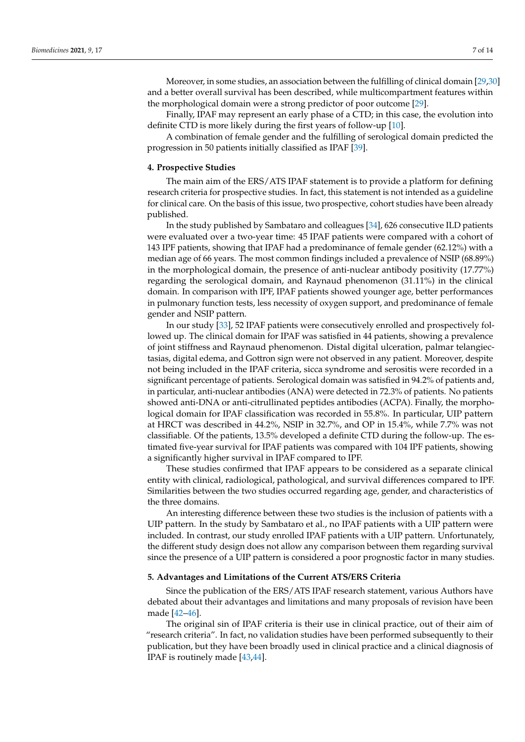Moreover, in some studies, an association between the fulfilling of clinical domain [29,30] and a better overall survival has been described, while multicompartment features within the morphological domain were a strong predictor of poor outcome [29].

Finally, IPAF may represent an early phase of a CTD; in this case, the evolution into definite CTD is more likely during the first years of follow-up [10].

A combination of female gender and the fulfilling of serological domain predicted the progression in 50 patients initially classified as IPAF [39].

## 4. Prospective Studies

The main aim of the ERS/ATS IPAF statement is to provide a platform for defining research criteria for prospective studies. In fact, this statement is not intended as a guideline for clinical care. On the basis of this issue, two prospective, cohort studies have been already published.

In the study published by Sambataro and colleagues [34], 626 consecutive ILD patients were evaluated over a two-year time: 45 IPAF patients were compared with a cohort of 143 IPF patients, showing that IPAF had a predominance of female gender (62.12%) with a median age of 66 years. The most common findings included a prevalence of NSIP (68.89%) in the morphological domain, the presence of anti-nuclear antibody positivity (17.77%) regarding the serological domain, and Raynaud phenomenon (31.11%) in the clinical domain. In comparison with IPF, IPAF patients showed younger age, better performances in pulmonary function tests, less necessity of oxygen support, and predominance of female gender and NSIP pattern.

In our study [33], 52 IPAF patients were consecutively enrolled and prospectively followed up. The clinical domain for IPAF was satisfied in 44 patients, showing a prevalence of joint stiffness and Raynaud phenomenon. Distal digital ulceration, palmar telangiectasias, digital edema, and Gottron sign were not observed in any patient. Moreover, despite not being included in the IPAF criteria, sicca syndrome and serositis were recorded in a significant percentage of patients. Serological domain was satisfied in 94.2% of patients and, in particular, anti-nuclear antibodies (ANA) were detected in 72.3% of patients. No patients showed anti-DNA or anti-citrullinated peptides antibodies (ACPA). Finally, the morphological domain for IPAF classification was recorded in 55.8%. In particular, UIP pattern at HRCT was described in 44.2%, NSIP in 32.7%, and OP in 15.4%, while 7.7% was not classifiable. Of the patients, 13.5% developed a definite CTD during the follow-up. The estimated five-year survival for IPAF patients was compared with 104 IPF patients, showing a significantly higher survival in IPAF compared to IPF.

These studies confirmed that IPAF appears to be considered as a separate clinical entity with clinical, radiological, pathological, and survival differences compared to IPF. Similarities between the two studies occurred regarding age, gender, and characteristics of the three domains.

An interesting difference between these two studies is the inclusion of patients with a UIP pattern. In the study by Sambataro et al., no IPAF patients with a UIP pattern were included. In contrast, our study enrolled IPAF patients with a UIP pattern. Unfortunately, the different study design does not allow any comparison between them regarding survival since the presence of a UIP pattern is considered a poor prognostic factor in many studies.

## 5. Advantages and Limitations of the Current ATS/ERS Criteria

Since the publication of the ERS/ATS IPAF research statement, various Authors have debated about their advantages and limitations and many proposals of revision have been made [42–46].

The original sin of IPAF criteria is their use in clinical practice, out of their aim of "research criteria". In fact, no validation studies have been performed subsequently to their publication, but they have been broadly used in clinical practice and a clinical diagnosis of IPAF is routinely made [43,44].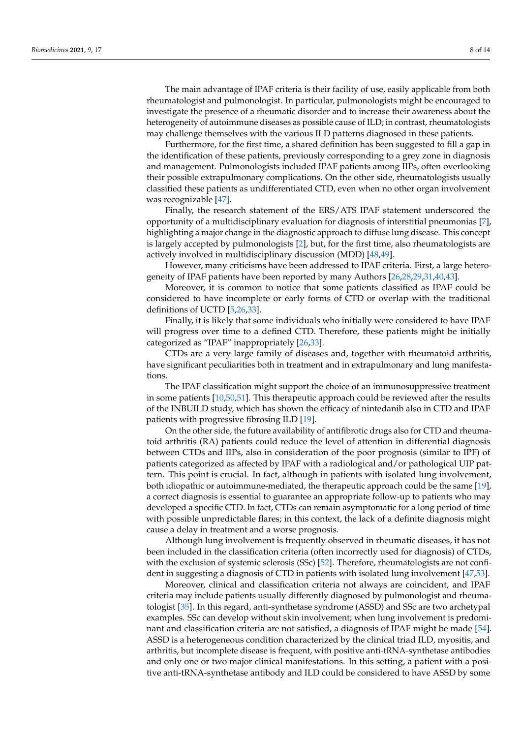The main advantage of IPAF criteria is their facility of use, easily applicable from both rheumatologist and pulmonologist. In particular, pulmonologists might be encouraged to investigate the presence of a rheumatic disorder and to increase their awareness about the heterogeneity of autoimmune diseases as possible cause of ILD; in contrast, rheumatologists may challenge themselves with the various ILD patterns diagnosed in these patients.

Furthermore, for the first time, a shared definition has been suggested to fill a gap in the identification of these patients, previously corresponding to a grey zone in diagnosis and management. Pulmonologists included IPAF patients among IIPs, often overlooking their possible extrapulmonary complications. On the other side, rheumatologists usually classified these patients as undifferentiated CTD, even when no other organ involvement was recognizable [47].

Finally, the research statement of the ERS/ATS IPAF statement underscored the opportunity of a multidisciplinary evaluation for diagnosis of interstitial pneumonias [7], highlighting a major change in the diagnostic approach to diffuse lung disease. This concept is largely accepted by pulmonologists [2], but, for the first time, also rheumatologists are actively involved in multidisciplinary discussion (MDD) [48,49].

However, many criticisms have been addressed to IPAF criteria. First, a large heterogeneity of IPAF patients have been reported by many Authors [26,28,29,31,40,43].

Moreover, it is common to notice that some patients classified as IPAF could be considered to have incomplete or early forms of CTD or overlap with the traditional definitions of UCTD [5,26,33].

Finally, it is likely that some individuals who initially were considered to have IPAF will progress over time to a defined CTD. Therefore, these patients might be initially categorized as "IPAF" inappropriately [26,33].

CTDs are a very large family of diseases and, together with rheumatoid arthritis, have significant peculiarities both in treatment and in extrapulmonary and lung manifestations.

The IPAF classification might support the choice of an immunosuppressive treatment in some patients [10,50,51]. This therapeutic approach could be reviewed after the results of the INBUILD study, which has shown the efficacy of nintedanib also in CTD and IPAF patients with progressive fibrosing ILD [19].

On the other side, the future availability of antifibrotic drugs also for CTD and rheumatoid arthritis (RA) patients could reduce the level of attention in differential diagnosis between CTDs and IIPs, also in consideration of the poor prognosis (similar to IPF) of patients categorized as affected by IPAF with a radiological and/or pathological UIP pattern. This point is crucial. In fact, although in patients with isolated lung involvement, both idiopathic or autoimmune-mediated, the therapeutic approach could be the same [19], a correct diagnosis is essential to guarantee an appropriate follow-up to patients who may developed a specific CTD. In fact, CTDs can remain asymptomatic for a long period of time with possible unpredictable flares; in this context, the lack of a definite diagnosis might cause a delay in treatment and a worse prognosis.

Although lung involvement is frequently observed in rheumatic diseases, it has not been included in the classification criteria (often incorrectly used for diagnosis) of CTDs, with the exclusion of systemic sclerosis (SSc) [52]. Therefore, rheumatologists are not confident in suggesting a diagnosis of CTD in patients with isolated lung involvement [47,53].

Moreover, clinical and classification criteria not always are coincident, and IPAF criteria may include patients usually differently diagnosed by pulmonologist and rheumatologist [35]. In this regard, anti-synthetase syndrome (ASSD) and SSc are two archetypal examples. SSc can develop without skin involvement; when lung involvement is predominant and classification criteria are not satisfied, a diagnosis of IPAF might be made [54]. ASSD is a heterogeneous condition characterized by the clinical triad ILD, myositis, and arthritis, but incomplete disease is frequent, with positive anti-tRNA-synthetase antibodies and only one or two major clinical manifestations. In this setting, a patient with a positive anti-tRNA-synthetase antibody and ILD could be considered to have ASSD by some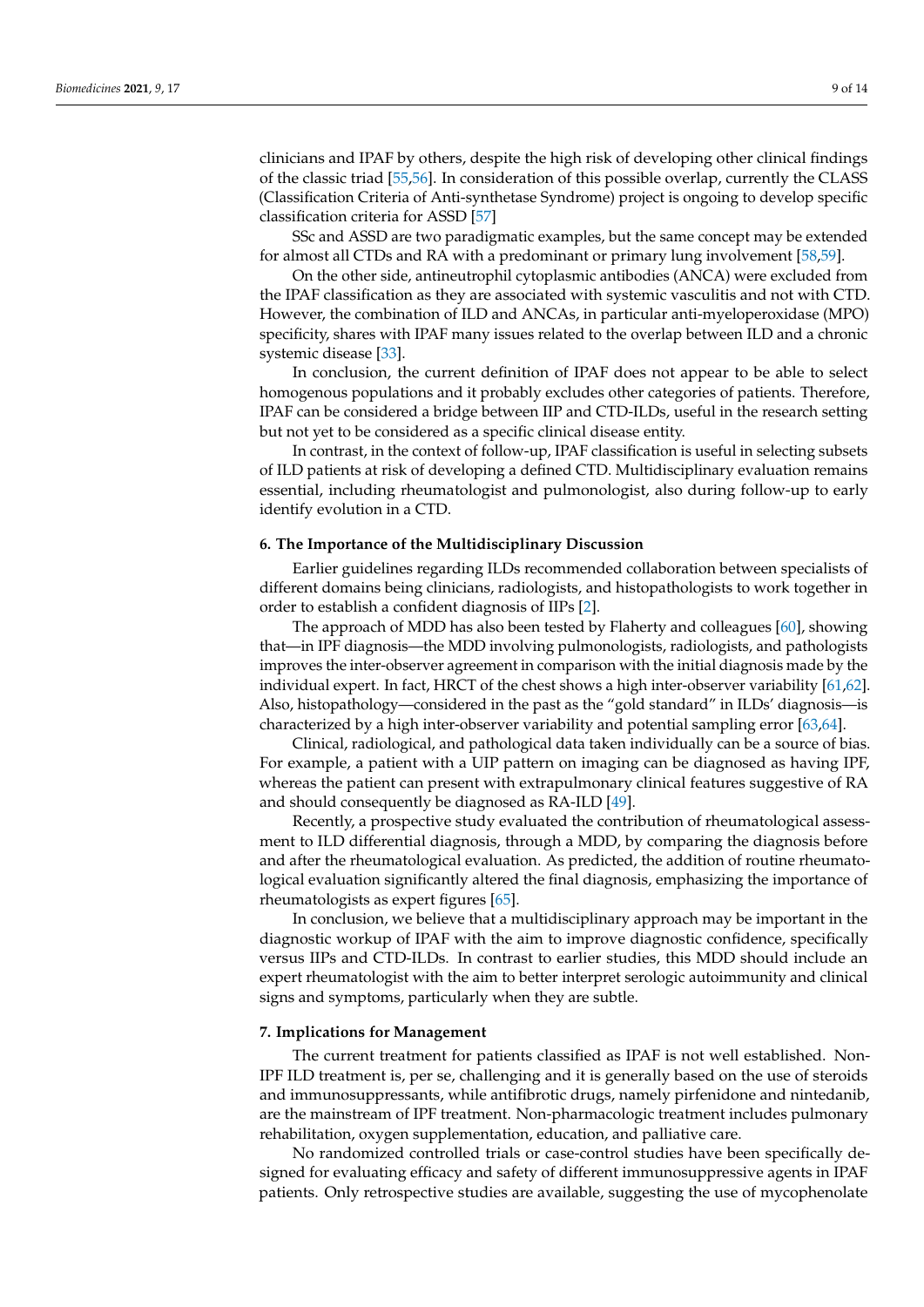clinicians and IPAF by others, despite the high risk of developing other clinical findings of the classic triad [55,56]. In consideration of this possible overlap, currently the CLASS (Classification Criteria of Anti-synthetase Syndrome) project is ongoing to develop specific classification criteria for ASSD [57]

SSc and ASSD are two paradigmatic examples, but the same concept may be extended for almost all CTDs and RA with a predominant or primary lung involvement [58,59].

On the other side, antineutrophil cytoplasmic antibodies (ANCA) were excluded from the IPAF classification as they are associated with systemic vasculitis and not with CTD. However, the combination of ILD and ANCAs, in particular anti-myeloperoxidase (MPO) specificity, shares with IPAF many issues related to the overlap between ILD and a chronic systemic disease [33].

In conclusion, the current definition of IPAF does not appear to be able to select homogenous populations and it probably excludes other categories of patients. Therefore, IPAF can be considered a bridge between IIP and CTD-ILDs, useful in the research setting but not yet to be considered as a specific clinical disease entity.

In contrast, in the context of follow-up, IPAF classification is useful in selecting subsets of ILD patients at risk of developing a defined CTD. Multidisciplinary evaluation remains essential, including rheumatologist and pulmonologist, also during follow-up to early identify evolution in a CTD.

## 6. The Importance of the Multidisciplinary Discussion

Earlier guidelines regarding ILDs recommended collaboration between specialists of different domains being clinicians, radiologists, and histopathologists to work together in order to establish a confident diagnosis of IIPs [2].

The approach of MDD has also been tested by Flaherty and colleagues [60], showing that—in IPF diagnosis—the MDD involving pulmonologists, radiologists, and pathologists improves the inter-observer agreement in comparison with the initial diagnosis made by the individual expert. In fact, HRCT of the chest shows a high inter-observer variability [61,62]. Also, histopathology—considered in the past as the "gold standard" in ILDs' diagnosis—is characterized by a high inter-observer variability and potential sampling error [63,64].

Clinical, radiological, and pathological data taken individually can be a source of bias. For example, a patient with a UIP pattern on imaging can be diagnosed as having IPF, whereas the patient can present with extrapulmonary clinical features suggestive of RA and should consequently be diagnosed as RA-ILD [49].

Recently, a prospective study evaluated the contribution of rheumatological assessment to ILD differential diagnosis, through a MDD, by comparing the diagnosis before and after the rheumatological evaluation. As predicted, the addition of routine rheumatological evaluation significantly altered the final diagnosis, emphasizing the importance of rheumatologists as expert figures [65].

In conclusion, we believe that a multidisciplinary approach may be important in the diagnostic workup of IPAF with the aim to improve diagnostic confidence, specifically versus IIPs and CTD-ILDs. In contrast to earlier studies, this MDD should include an expert rheumatologist with the aim to better interpret serologic autoimmunity and clinical signs and symptoms, particularly when they are subtle.

## 7. Implications for Management

The current treatment for patients classified as IPAF is not well established. Non-IPF ILD treatment is, per se, challenging and it is generally based on the use of steroids and immunosuppressants, while antifibrotic drugs, namely pirfenidone and nintedanib, are the mainstream of IPF treatment. Non-pharmacologic treatment includes pulmonary rehabilitation, oxygen supplementation, education, and palliative care.

No randomized controlled trials or case-control studies have been specifically designed for evaluating efficacy and safety of different immunosuppressive agents in IPAF patients. Only retrospective studies are available, suggesting the use of mycophenolate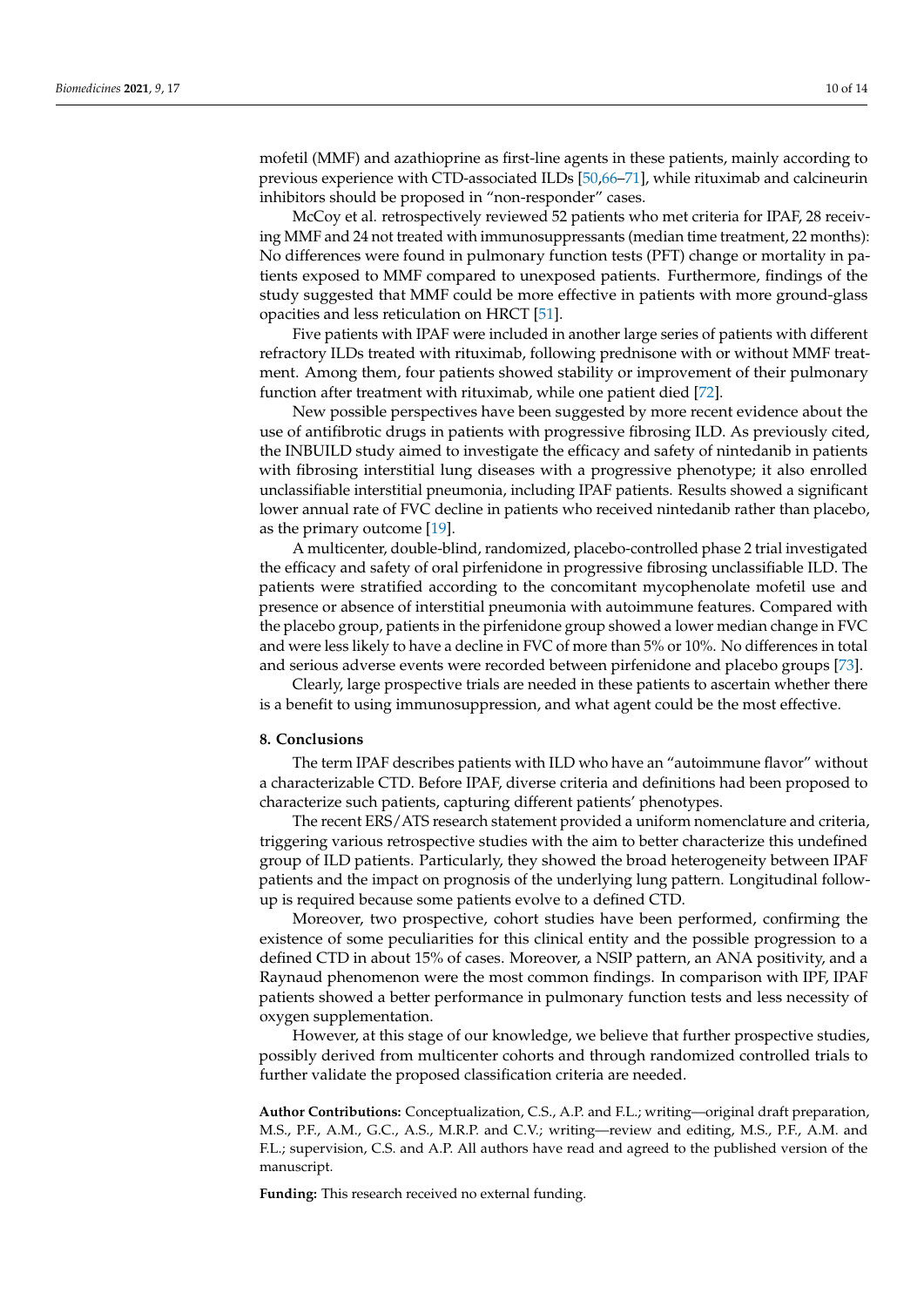mofetil (MMF) and azathioprine as first-line agents in these patients, mainly according to previous experience with CTD-associated ILDs [50,66–71], while rituximab and calcineurin inhibitors should be proposed in "non-responder" cases.

McCoy et al. retrospectively reviewed 52 patients who met criteria for IPAF, 28 receiving MMF and 24 not treated with immunosuppressants (median time treatment, 22 months): No differences were found in pulmonary function tests (PFT) change or mortality in patients exposed to MMF compared to unexposed patients. Furthermore, findings of the study suggested that MMF could be more effective in patients with more ground-glass opacities and less reticulation on HRCT [51].

Five patients with IPAF were included in another large series of patients with different refractory ILDs treated with rituximab, following prednisone with or without MMF treatment. Among them, four patients showed stability or improvement of their pulmonary function after treatment with rituximab, while one patient died [72].

New possible perspectives have been suggested by more recent evidence about the use of antifibrotic drugs in patients with progressive fibrosing ILD. As previously cited, the INBUILD study aimed to investigate the efficacy and safety of nintedanib in patients with fibrosing interstitial lung diseases with a progressive phenotype; it also enrolled unclassifiable interstitial pneumonia, including IPAF patients. Results showed a significant lower annual rate of FVC decline in patients who received nintedanib rather than placebo, as the primary outcome [19].

A multicenter, double-blind, randomized, placebo-controlled phase 2 trial investigated the efficacy and safety of oral pirfenidone in progressive fibrosing unclassifiable ILD. The patients were stratified according to the concomitant mycophenolate mofetil use and presence or absence of interstitial pneumonia with autoimmune features. Compared with the placebo group, patients in the pirfenidone group showed a lower median change in FVC and were less likely to have a decline in FVC of more than 5% or 10%. No differences in total and serious adverse events were recorded between pirfenidone and placebo groups [73].

Clearly, large prospective trials are needed in these patients to ascertain whether there is a benefit to using immunosuppression, and what agent could be the most effective.

## 8. Conclusions

The term IPAF describes patients with ILD who have an "autoimmune flavor" without a characterizable CTD. Before IPAF, diverse criteria and definitions had been proposed to characterize such patients, capturing different patients' phenotypes.

The recent ERS/ATS research statement provided a uniform nomenclature and criteria, triggering various retrospective studies with the aim to better characterize this undefined group of ILD patients. Particularly, they showed the broad heterogeneity between IPAF patients and the impact on prognosis of the underlying lung pattern. Longitudinal follow-up is required because some patients evolve to a defined CTD.

Moreover, two prospective, cohort studies have been performed, confirming the existence of some peculiarities for this clinical entity and the possible progression to a defined CTD in about 15% of cases. Moreover, a NSIP pattern, an ANA positivity, and a Raynaud phenomenon were the most common findings. In comparison with IPF, IPAF patients showed a better performance in pulmonary function tests and less necessity of oxygen supplementation.

However, at this stage of our knowledge, we believe that further prospective studies, possibly derived from multicenter cohorts and through randomized controlled trials to further validate the proposed classification criteria are needed.

**Author Contributions:** Conceptualization, C.S., A.P. and F.L.; writing—original draft preparation, M.S., P.F., A.M., G.C., A.S., M.R.P. and C.V.; writing—review and editing, M.S., P.F., A.M. and F.L.; supervision, C.S. and A.P. All authors have read and agreed to the published version of the manuscript.

**Funding:** This research received no external funding.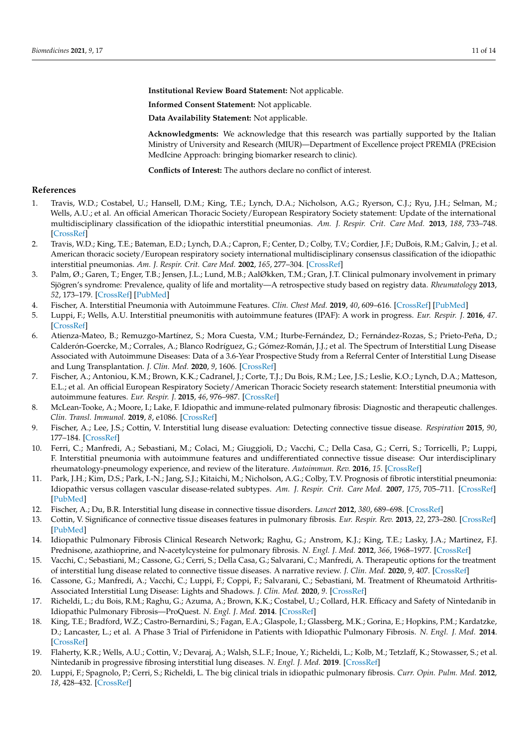**Institutional Review Board Statement:** Not applicable.

**Informed Consent Statement:** Not applicable.

**Data Availability Statement:** Not applicable.

**Acknowledgments:** We acknowledge that this research was partially supported by the Italian Ministry of University and Research (MIUR)—Department of Excellence project PREMIA (PREcision MedIcine Approach: bringing biomarker research to clinic).

**Conflicts of Interest:** The authors declare no conflict of interest.

## References

1. Travis, W.D.; Costabel, U.; Hansell, D.M.; King, T.E.; Lynch, D.A.; Nicholson, A.G.; Ryerson, C.J.; Ryu, J.H.; Selman, M.; Wells, A.U.; et al. An official American Thoracic Society/European Respiratory Society statement: Update of the international multidisciplinary classification of the idiopathic interstitial pneumonias. *Am. J. Respir. Crit. Care Med.* **2013**, *188*, 733–748. [CrossRef]
2. Travis, W.D.; King, T.E.; Bateman, E.D.; Lynch, D.A.; Capron, F.; Center, D.; Colby, T.V.; Cordier, J.F.; DuBois, R.M.; Galvin, J.; et al. American thoracic society/European respiratory society international multidisciplinary consensus classification of the idiopathic interstitial pneumonias. *Am. J. Respir. Crit. Care Med.* **2002**, *165*, 277–304. [CrossRef]
3. Palm, Ø.; Garen, T.; Enger, T.B.; Jensen, J.L.; Lund, M.B.; AalØkken, T.M.; Gran, J.T. Clinical pulmonary involvement in primary Sjögren's syndrome: Prevalence, quality of life and mortality—A retrospective study based on registry data. *Rheumatology* **2013**, *52*, 173–179. [CrossRef] [PubMed]
4. Fischer, A. Interstitial Pneumonia with Autoimmune Features. *Clin. Chest Med.* **2019**, *40*, 609–616. [CrossRef] [PubMed]
5. Luppi, F.; Wells, A.U. Interstitial pneumonitis with autoimmune features (IPAF): A work in progress. *Eur. Respir. J.* **2016**, *47*. [CrossRef]
6. Atienza-Mateo, B.; Remuzgo-Martínez, S.; Mora Cuesta, V.M.; Iturbe-Fernández, D.; Fernández-Rozas, S.; Prieto-Peña, D.; Calderón-Goercke, M.; Corrales, A.; Blanco Rodríguez, G.; Gómez-Román, J.J.; et al. The Spectrum of Interstitial Lung Disease Associated with Autoimmune Diseases: Data of a 3.6-Year Prospective Study from a Referral Center of Interstitial Lung Disease and Lung Transplantation. *J. Clin. Med.* **2020**, *9*, 1606. [CrossRef]
7. Fischer, A.; Antoniou, K.M.; Brown, K.K.; Cadranel, J.; Corte, T.J.; Du Bois, R.M.; Lee, J.S.; Leslie, K.O.; Lynch, D.A.; Matteson, E.L.; et al. An official European Respiratory Society/American Thoracic Society research statement: Interstitial pneumonia with autoimmune features. *Eur. Respir. J.* **2015**, *46*, 976–987. [CrossRef]
8. McLean-Tooke, A.; Moore, I.; Lake, F. Idiopathic and immune-related pulmonary fibrosis: Diagnostic and therapeutic challenges. *Clin. Transl. Immunol.* **2019**, *8*, e1086. [CrossRef]
9. Fischer, A.; Lee, J.S.; Cottin, V. Interstitial lung disease evaluation: Detecting connective tissue disease. *Respiration* **2015**, *90*, 177–184. [CrossRef]
10. Ferri, C.; Manfredi, A.; Sebastiani, M.; Colaci, M.; Giuggioli, D.; Vacchi, C.; Della Casa, G.; Cerri, S.; Torricelli, P.; Luppi, F. Interstitial pneumonia with autoimmune features and undifferentiated connective tissue disease: Our interdisciplinary rheumatology-pneumology experience, and review of the literature. *Autoimmun. Rev.* **2016**, *15*. [CrossRef]
11. Park, J.H.; Kim, D.S.; Park, I.-N.; Jang, S.J.; Kitaichi, M.; Nicholson, A.G.; Colby, T.V. Prognosis of fibrotic interstitial pneumonia: Idiopathic versus collagen vascular disease-related subtypes. *Am. J. Respir. Crit. Care Med.* **2007**, *175*, 705–711. [CrossRef] [PubMed]
12. Fischer, A.; Du, B.R. Interstitial lung disease in connective tissue disorders. *Lancet* **2012**, *380*, 689–698. [CrossRef]
13. Cottin, V. Significance of connective tissue diseases features in pulmonary fibrosis. *Eur. Respir. Rev.* **2013**, *22*, 273–280. [CrossRef] [PubMed]
14. Idiopathic Pulmonary Fibrosis Clinical Research Network; Raghu, G.; Anstrom, K.J.; King, T.E.; Lasky, J.A.; Martinez, F.J. Prednisone, azathioprine, and N-acetylcysteine for pulmonary fibrosis. *N. Engl. J. Med.* **2012**, *366*, 1968–1977. [CrossRef]
15. Vacchi, C.; Sebastiani, M.; Cassone, G.; Cerri, S.; Della Casa, G.; Salvarani, C.; Manfredi, A. Therapeutic options for the treatment of interstitial lung disease related to connective tissue diseases. A narrative review. *J. Clin. Med.* **2020**, *9*, 407. [CrossRef]
16. Cassone, G.; Manfredi, A.; Vacchi, C.; Luppi, F.; Coppi, F.; Salvarani, C.; Sebastiani, M. Treatment of Rheumatoid Arthritis-Associated Interstitial Lung Disease: Lights and Shadows. *J. Clin. Med.* **2020**, *9*. [CrossRef]
17. Richeldi, L.; du Bois, R.M.; Raghu, G.; Azuma, A.; Brown, K.K.; Costabel, U.; Collard, H.R. Efficacy and Safety of Nintedanib in Idiopathic Pulmonary Fibrosis—ProQuest. *N. Engl. J. Med.* **2014**. [CrossRef]
18. King, T.E.; Bradford, W.Z.; Castro-Bernardini, S.; Fagan, E.A.; Glaspole, I.; Glassberg, M.K.; Gorina, E.; Hopkins, P.M.; Kardatzke, D.; Lancaster, L.; et al. A Phase 3 Trial of Pirfenidone in Patients with Idiopathic Pulmonary Fibrosis. *N. Engl. J. Med.* **2014**. [CrossRef]
19. Flaherty, K.R.; Wells, A.U.; Cottin, V.; Devaraj, A.; Walsh, S.L.F.; Inoue, Y.; Richeldi, L.; Kolb, M.; Tetzlaff, K.; Stowasser, S.; et al. Nintedanib in progressive fibrosing interstitial lung diseases. *N. Engl. J. Med.* **2019**. [CrossRef]
20. Luppi, F.; Spagnolo, P.; Cerri, S.; Richeldi, L. The big clinical trials in idiopathic pulmonary fibrosis. *Curr. Opin. Pulm. Med.* **2012**, *18*, 428–432. [CrossRef]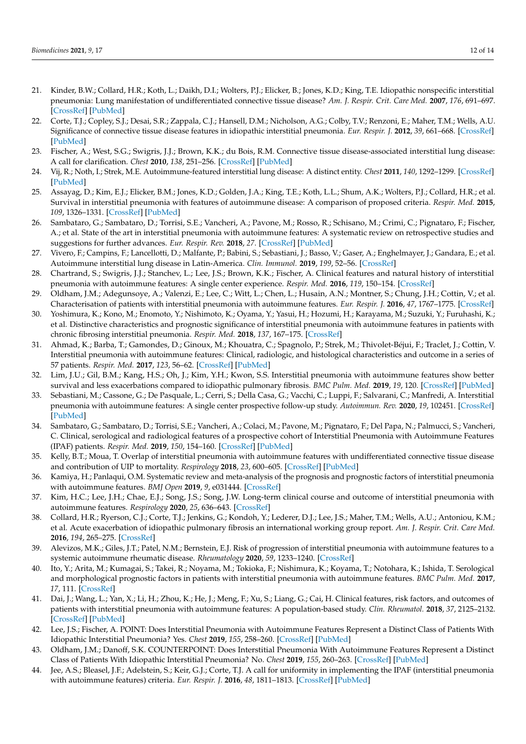21. Kinder, B.W.; Collard, H.R.; Koth, L.; Daikh, D.I.; Wolters, P.J.; Elicker, B.; Jones, K.D.; King, T.E. Idiopathic nonspecific interstitial pneumonia: Lung manifestation of undifferentiated connective tissue disease? *Am. J. Respir. Crit. Care Med.* **2007**, *176*, 691–697. [CrossRef] [PubMed]
22. Corte, T.J.; Copley, S.J.; Desai, S.R.; Zappala, C.J.; Hansell, D.M.; Nicholson, A.G.; Colby, T.V.; Renzoni, E.; Maher, T.M.; Wells, A.U. Significance of connective tissue disease features in idiopathic interstitial pneumonia. *Eur. Respir. J.* **2012**, *39*, 661–668. [CrossRef] [PubMed]
23. Fischer, A.; West, S.G.; Swigris, J.J.; Brown, K.K.; du Bois, R.M. Connective tissue disease-associated interstitial lung disease: A call for clarification. *Chest* **2010**, *138*, 251–256. [CrossRef] [PubMed]
24. Vij, R.; Noth, I.; Strek, M.E. Autoimmune-featured interstitial lung disease: A distinct entity. *Chest* **2011**, *140*, 1292–1299. [CrossRef] [PubMed]
25. Assayag, D.; Kim, E.J.; Elicker, B.M.; Jones, K.D.; Golden, J.A.; King, T.E.; Koth, L.L.; Shum, A.K.; Wolters, P.J.; Collard, H.R.; et al. Survival in interstitial pneumonia with features of autoimmune disease: A comparison of proposed criteria. *Respir. Med.* **2015**, *109*, 1326–1331. [CrossRef] [PubMed]
26. Sambataro, G.; Sambataro, D.; Torrisi, S.E.; Vancheri, A.; Pavone, M.; Rosso, R.; Schisano, M.; Crimi, C.; Pignataro, F.; Fischer, A.; et al. State of the art in interstitial pneumonia with autoimmune features: A systematic review on retrospective studies and suggestions for further advances. *Eur. Respir. Rev.* **2018**, *27*. [CrossRef] [PubMed]
27. Vivero, F.; Campins, F.; Lancellotti, D.; Malfante, P.; Babini, S.; Sebastiani, J.; Basso, V.; Gaser, A.; Enghelmayer, J.; Gandara, E.; et al. Autoimmune interstitial lung disease in Latin-America. *Clin. Immunol.* **2019**, *199*, 52–56. [CrossRef]
28. Chartrand, S.; Swigris, J.J.; Stanchev, L.; Lee, J.S.; Brown, K.K.; Fischer, A. Clinical features and natural history of interstitial pneumonia with autoimmune features: A single center experience. *Respir. Med.* **2016**, *119*, 150–154. [CrossRef]
29. Oldham, J.M.; Adegunsoye, A.; Valenzi, E.; Lee, C.; Witt, L.; Chen, L.; Husain, A.N.; Montner, S.; Chung, J.H.; Cottin, V.; et al. Characterisation of patients with interstitial pneumonia with autoimmune features. *Eur. Respir. J.* **2016**, *47*, 1767–1775. [CrossRef]
30. Yoshimura, K.; Kono, M.; Enomoto, Y.; Nishimoto, K.; Oyama, Y.; Yasui, H.; Hozumi, H.; Karayama, M.; Suzuki, Y.; Furuhashi, K.; et al. Distinctive characteristics and prognostic significance of interstitial pneumonia with autoimmune features in patients with chronic fibrosing interstitial pneumonia. *Respir. Med.* **2018**, *137*, 167–175. [CrossRef]
31. Ahmad, K.; Barba, T.; Gamondes, D.; Ginoux, M.; Khouatra, C.; Spagnolo, P.; Strek, M.; Thivolet-Béjui, F.; Traclet, J.; Cottin, V. Interstitial pneumonia with autoimmune features: Clinical, radiologic, and histological characteristics and outcome in a series of 57 patients. *Respir. Med.* **2017**, *123*, 56–62. [CrossRef] [PubMed]
32. Lim, J.U.; Gil, B.M.; Kang, H.S.; Oh, J.; Kim, Y.H.; Kwon, S.S. Interstitial pneumonia with autoimmune features show better survival and less exacerbations compared to idiopathic pulmonary fibrosis. *BMC Pulm. Med.* **2019**, *19*, 120. [CrossRef] [PubMed]
33. Sebastiani, M.; Cassone, G.; De Pasquale, L.; Cerri, S.; Della Casa, G.; Vacchi, C.; Luppi, F.; Salvarani, C.; Manfredi, A. Interstitial pneumonia with autoimmune features: A single center prospective follow-up study. *Autoimmun. Rev.* **2020**, *19*, 102451. [CrossRef] [PubMed]
34. Sambataro, G.; Sambataro, D.; Torrisi, S.E.; Vancheri, A.; Colaci, M.; Pavone, M.; Pignataro, F.; Del Papa, N.; Palmucci, S.; Vancheri, C. Clinical, serological and radiological features of a prospective cohort of Interstitial Pneumonia with Autoimmune Features (IPAF) patients. *Respir. Med.* **2019**, *150*, 154–160. [CrossRef] [PubMed]
35. Kelly, B.T.; Moua, T. Overlap of interstitial pneumonia with autoimmune features with undifferentiated connective tissue disease and contribution of UIP to mortality. *Respirology* **2018**, *23*, 600–605. [CrossRef] [PubMed]
36. Kamiya, H.; Panlaqui, O.M. Systematic review and meta-analysis of the prognosis and prognostic factors of interstitial pneumonia with autoimmune features. *BMJ Open* **2019**, *9*, e031444. [CrossRef]
37. Kim, H.C.; Lee, J.H.; Chae, E.J.; Song, J.S.; Song, J.W. Long-term clinical course and outcome of interstitial pneumonia with autoimmune features. *Respirology* **2020**, *25*, 636–643. [CrossRef]
38. Collard, H.R.; Ryerson, C.J.; Corte, T.J.; Jenkins, G.; Kondoh, Y.; Lederer, D.J.; Lee, J.S.; Maher, T.M.; Wells, A.U.; Antoniou, K.M.; et al. Acute exacerbation of idiopathic pulmonary fibrosis an international working group report. *Am. J. Respir. Crit. Care Med.* **2016**, *194*, 265–275. [CrossRef]
39. Alevizos, M.K.; Giles, J.T.; Patel, N.M.; Bernstein, E.J. Risk of progression of interstitial pneumonia with autoimmune features to a systemic autoimmune rheumatic disease. *Rheumatology* **2020**, *59*, 1233–1240. [CrossRef]
40. Ito, Y.; Arita, M.; Kumagai, S.; Takei, R.; Noyama, M.; Tokioka, F.; Nishimura, K.; Koyama, T.; Notohara, K.; Ishida, T. Serological and morphological prognostic factors in patients with interstitial pneumonia with autoimmune features. *BMC Pulm. Med.* **2017**, *17*, 111. [CrossRef]
41. Dai, J.; Wang, L.; Yan, X.; Li, H.; Zhou, K.; He, J.; Meng, F.; Xu, S.; Liang, G.; Cai, H. Clinical features, risk factors, and outcomes of patients with interstitial pneumonia with autoimmune features: A population-based study. *Clin. Rheumatol.* **2018**, *37*, 2125–2132. [CrossRef] [PubMed]
42. Lee, J.S.; Fischer, A. POINT: Does Interstitial Pneumonia with Autoimmune Features Represent a Distinct Class of Patients With Idiopathic Interstitial Pneumonia? Yes. *Chest* **2019**, *155*, 258–260. [CrossRef] [PubMed]
43. Oldham, J.M.; Danoff, S.K. COUNTERPOINT: Does Interstitial Pneumonia With Autoimmune Features Represent a Distinct Class of Patients With Idiopathic Interstitial Pneumonia? No. *Chest* **2019**, *155*, 260–263. [CrossRef] [PubMed]
44. Jee, A.S.; Bleasel, J.F.; Adelstein, S.; Keir, G.J.; Corte, T.J. A call for uniformity in implementing the IPAF (interstitial pneumonia with autoimmune features) criteria. *Eur. Respir. J.* **2016**, *48*, 1811–1813. [CrossRef] [PubMed]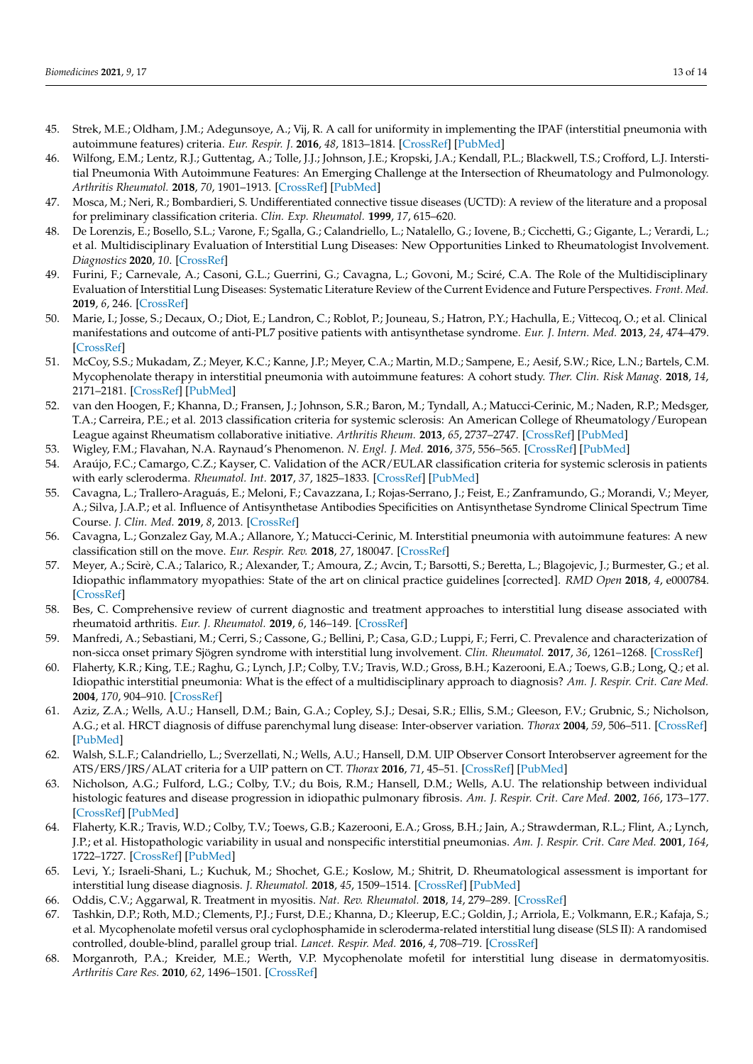45. Strek, M.E.; Oldham, J.M.; Adegunsoye, A.; Vij, R. A call for uniformity in implementing the IPAF (interstitial pneumonia with autoimmune features) criteria. *Eur. Respir. J.* **2016**, *48*, 1813–1814. [CrossRef] [PubMed]
46. Wilfong, E.M.; Lentz, R.J.; Guttentag, A.; Tolle, J.J.; Johnson, J.E.; Kropski, J.A.; Kendall, P.L.; Blackwell, T.S.; Crofford, L.J. Interstitial Pneumonia With Autoimmune Features: An Emerging Challenge at the Intersection of Rheumatology and Pulmonology. *Arthritis Rheumatol.* **2018**, *70*, 1901–1913. [CrossRef] [PubMed]
47. Mosca, M.; Neri, R.; Bombardieri, S. Undifferentiated connective tissue diseases (UCTD): A review of the literature and a proposal for preliminary classification criteria. *Clin. Exp. Rheumatol.* **1999**, *17*, 615–620.
48. De Lorenzis, E.; Bosello, S.L.; Varone, F.; Sgalla, G.; Calandriello, L.; Natalello, G.; Iovene, B.; Cicchetti, G.; Gigante, L.; Verardi, L.; et al. Multidisciplinary Evaluation of Interstitial Lung Diseases: New Opportunities Linked to Rheumatologist Involvement. *Diagnostics* **2020**, *10*. [CrossRef]
49. Furini, F.; Carnevale, A.; Casoni, G.L.; Guerrini, G.; Cavagna, L.; Govoni, M.; Sciré, C.A. The Role of the Multidisciplinary Evaluation of Interstitial Lung Diseases: Systematic Literature Review of the Current Evidence and Future Perspectives. *Front. Med.* **2019**, *6*, 246. [CrossRef]
50. Marie, I.; Josse, S.; Decaux, O.; Diot, E.; Landron, C.; Roblot, P.; Jouneau, S.; Hatron, P.Y.; Hachulla, E.; Vittecoq, O.; et al. Clinical manifestations and outcome of anti-PL7 positive patients with antisynthetase syndrome. *Eur. J. Intern. Med.* **2013**, *24*, 474–479. [CrossRef]
51. McCoy, S.S.; Mukadam, Z.; Meyer, K.C.; Kanne, J.P.; Meyer, C.A.; Martin, M.D.; Sampene, E.; Aesif, S.W.; Rice, L.N.; Bartels, C.M. Mycophenolate therapy in interstitial pneumonia with autoimmune features: A cohort study. *Ther. Clin. Risk Manag.* **2018**, *14*, 2171–2181. [CrossRef] [PubMed]
52. van den Hoogen, F.; Khanna, D.; Fransen, J.; Johnson, S.R.; Baron, M.; Tyndall, A.; Matucci-Cerinic, M.; Naden, R.P.; Medsger, T.A.; Carreira, P.E.; et al. 2013 classification criteria for systemic sclerosis: An American College of Rheumatology/European League against Rheumatism collaborative initiative. *Arthritis Rheum.* **2013**, *65*, 2737–2747. [CrossRef] [PubMed]
53. Wigley, F.M.; Flavahan, N.A. Raynaud's Phenomenon. *N. Engl. J. Med.* **2016**, *375*, 556–565. [CrossRef] [PubMed]
54. Araújo, F.C.; Camargo, C.Z.; Kayser, C. Validation of the ACR/EULAR classification criteria for systemic sclerosis in patients with early scleroderma. *Rheumatol. Int.* **2017**, *37*, 1825–1833. [CrossRef] [PubMed]
55. Cavagna, L.; Trallero-Araguás, E.; Meloni, F.; Cavazzana, I.; Rojas-Serrano, J.; Feist, E.; Zanframundo, G.; Morandi, V.; Meyer, A.; Silva, J.A.P.; et al. Influence of Antisynthetase Antibodies Specificities on Antisynthetase Syndrome Clinical Spectrum Time Course. *J. Clin. Med.* **2019**, *8*, 2013. [CrossRef]
56. Cavagna, L.; Gonzalez Gay, M.A.; Allanore, Y.; Matucci-Cerinic, M. Interstitial pneumonia with autoimmune features: A new classification still on the move. *Eur. Respir. Rev.* **2018**, *27*, 180047. [CrossRef]
57. Meyer, A.; Scirè, C.A.; Talarico, R.; Alexander, T.; Amoura, Z.; Avcin, T.; Barsotti, S.; Beretta, L.; Blagojevic, J.; Burmester, G.; et al. Idiopathic inflammatory myopathies: State of the art on clinical practice guidelines [corrected]. *RMD Open* **2018**, *4*, e000784. [CrossRef]
58. Bes, C. Comprehensive review of current diagnostic and treatment approaches to interstitial lung disease associated with rheumatoid arthritis. *Eur. J. Rheumatol.* **2019**, *6*, 146–149. [CrossRef]
59. Manfredi, A.; Sebastiani, M.; Cerri, S.; Cassone, G.; Bellini, P.; Casa, G.D.; Luppi, F.; Ferri, C. Prevalence and characterization of non-sicca onset primary Sjögren syndrome with interstitial lung involvement. *Clin. Rheumatol.* **2017**, *36*, 1261–1268. [CrossRef]
60. Flaherty, K.R.; King, T.E.; Raghu, G.; Lynch, J.P.; Colby, T.V.; Travis, W.D.; Gross, B.H.; Kazerooni, E.A.; Toews, G.B.; Long, Q.; et al. Idiopathic interstitial pneumonia: What is the effect of a multidisciplinary approach to diagnosis? *Am. J. Respir. Crit. Care Med.* **2004**, *170*, 904–910. [CrossRef]
61. Aziz, Z.A.; Wells, A.U.; Hansell, D.M.; Bain, G.A.; Copley, S.J.; Desai, S.R.; Ellis, S.M.; Gleeson, F.V.; Grubnic, S.; Nicholson, A.G.; et al. HRCT diagnosis of diffuse parenchymal lung disease: Inter-observer variation. *Thorax* **2004**, *59*, 506–511. [CrossRef] [PubMed]
62. Walsh, S.L.F.; Calandriello, L.; Sverzellati, N.; Wells, A.U.; Hansell, D.M. UIP Observer Consort Interobserver agreement for the ATS/ERS/JRS/ALAT criteria for a UIP pattern on CT. *Thorax* **2016**, *71*, 45–51. [CrossRef] [PubMed]
63. Nicholson, A.G.; Fulford, L.G.; Colby, T.V.; du Bois, R.M.; Hansell, D.M.; Wells, A.U. The relationship between individual histologic features and disease progression in idiopathic pulmonary fibrosis. *Am. J. Respir. Crit. Care Med.* **2002**, *166*, 173–177. [CrossRef] [PubMed]
64. Flaherty, K.R.; Travis, W.D.; Colby, T.V.; Toews, G.B.; Kazerooni, E.A.; Gross, B.H.; Jain, A.; Strawderman, R.L.; Flint, A.; Lynch, J.P.; et al. Histopathologic variability in usual and nonspecific interstitial pneumonias. *Am. J. Respir. Crit. Care Med.* **2001**, *164*, 1722–1727. [CrossRef] [PubMed]
65. Levi, Y.; Israeli-Shani, L.; Kuchuk, M.; Shochet, G.E.; Koslow, M.; Shitrit, D. Rheumatological assessment is important for interstitial lung disease diagnosis. *J. Rheumatol.* **2018**, *45*, 1509–1514. [CrossRef] [PubMed]
66. Oddis, C.V.; Aggarwal, R. Treatment in myositis. *Nat. Rev. Rheumatol.* **2018**, *14*, 279–289. [CrossRef]
67. Tashkin, D.P.; Roth, M.D.; Clements, P.J.; Furst, D.E.; Khanna, D.; Kleerup, E.C.; Goldin, J.; Arriola, E.; Volkmann, E.R.; Kafaja, S.; et al. Mycophenolate mofetil versus oral cyclophosphamide in scleroderma-related interstitial lung disease (SLS II): A randomised controlled, double-blind, parallel group trial. *Lancet. Respir. Med.* **2016**, *4*, 708–719. [CrossRef]
68. Morganroth, P.A.; Kreider, M.E.; Werth, V.P. Mycophenolate mofetil for interstitial lung disease in dermatomyositis. *Arthritis Care Res.* **2010**, *62*, 1496–1501. [CrossRef]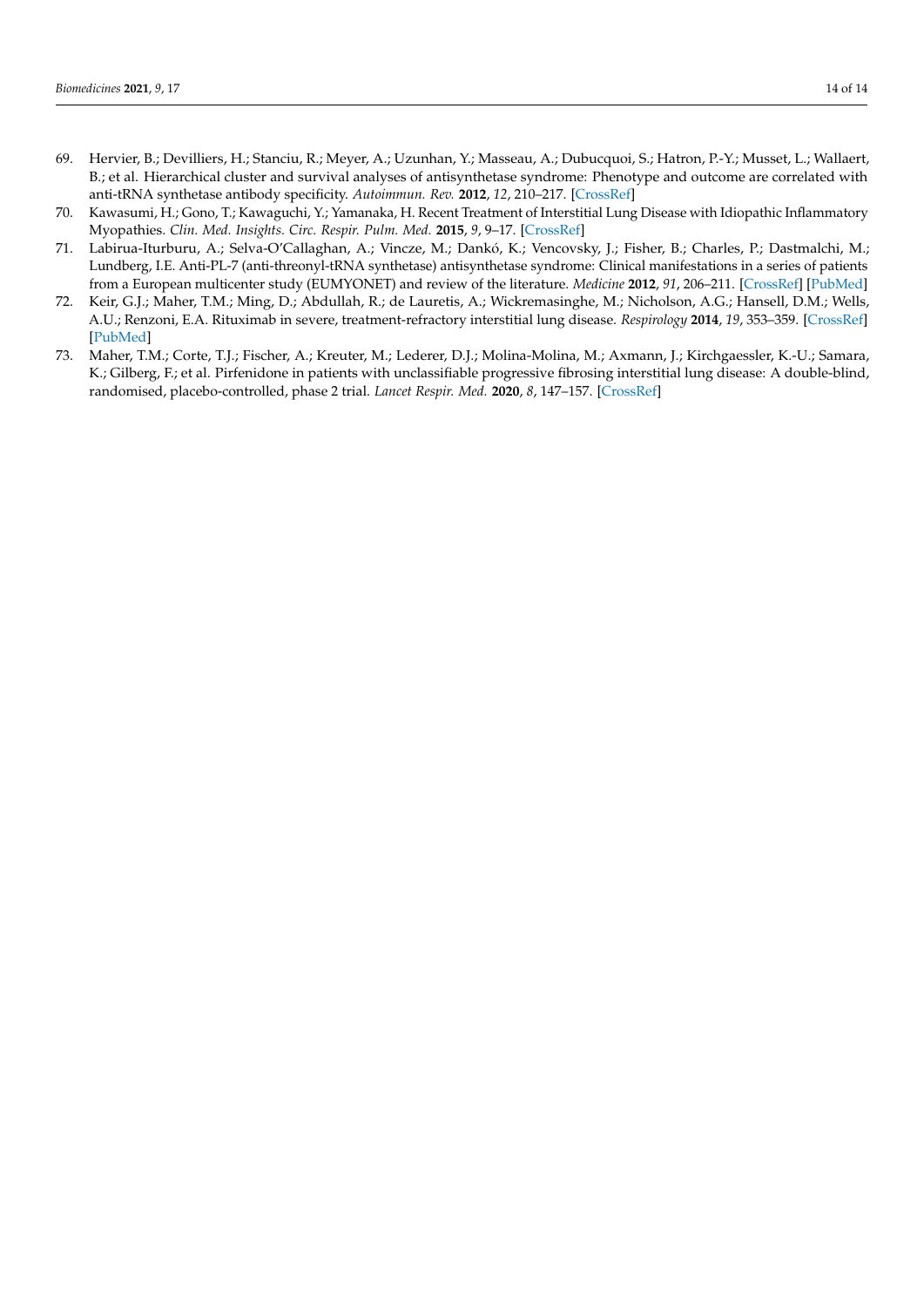69. Hervier, B.; Devilliers, H.; Stanciu, R.; Meyer, A.; Uzunhan, Y.; Masseau, A.; Dubucquoi, S.; Hatron, P.-Y.; Musset, L.; Wallaert, B.; et al. Hierarchical cluster and survival analyses of antisynthetase syndrome: Phenotype and outcome are correlated with anti-tRNA synthetase antibody specificity. *Autoimmun. Rev.* **2012**, *12*, 210–217. [CrossRef]
70. Kawasumi, H.; Gono, T.; Kawaguchi, Y.; Yamanaka, H. Recent Treatment of Interstitial Lung Disease with Idiopathic Inflammatory Myopathies. *Clin. Med. Insights. Circ. Respir. Pulm. Med.* **2015**, *9*, 9–17. [CrossRef]
71. Labirua-Iturburu, A.; Selva-O'Callaghan, A.; Vincze, M.; Dankó, K.; Vencovsky, J.; Fisher, B.; Charles, P.; Dastmalchi, M.; Lundberg, I.E. Anti-PL-7 (anti-threonyl-tRNA synthetase) antisynthetase syndrome: Clinical manifestations in a series of patients from a European multicenter study (EUMYONET) and review of the literature. *Medicine* **2012**, *91*, 206–211. [CrossRef] [PubMed]
72. Keir, G.J.; Maher, T.M.; Ming, D.; Abdullah, R.; de Lauretis, A.; Wickremasinghe, M.; Nicholson, A.G.; Hansell, D.M.; Wells, A.U.; Renzoni, E.A. Rituximab in severe, treatment-refractory interstitial lung disease. *Respirology* **2014**, *19*, 353–359. [CrossRef] [PubMed]
73. Maher, T.M.; Corte, T.J.; Fischer, A.; Kreuter, M.; Lederer, D.J.; Molina-Molina, M.; Axmann, J.; Kirchgaessler, K.-U.; Samara, K.; Gilberg, F.; et al. Pirfenidone in patients with unclassifiable progressive fibrosing interstitial lung disease: A double-blind, randomised, placebo-controlled, phase 2 trial. *Lancet Respir. Med.* **2020**, *8*, 147–157. [CrossRef]